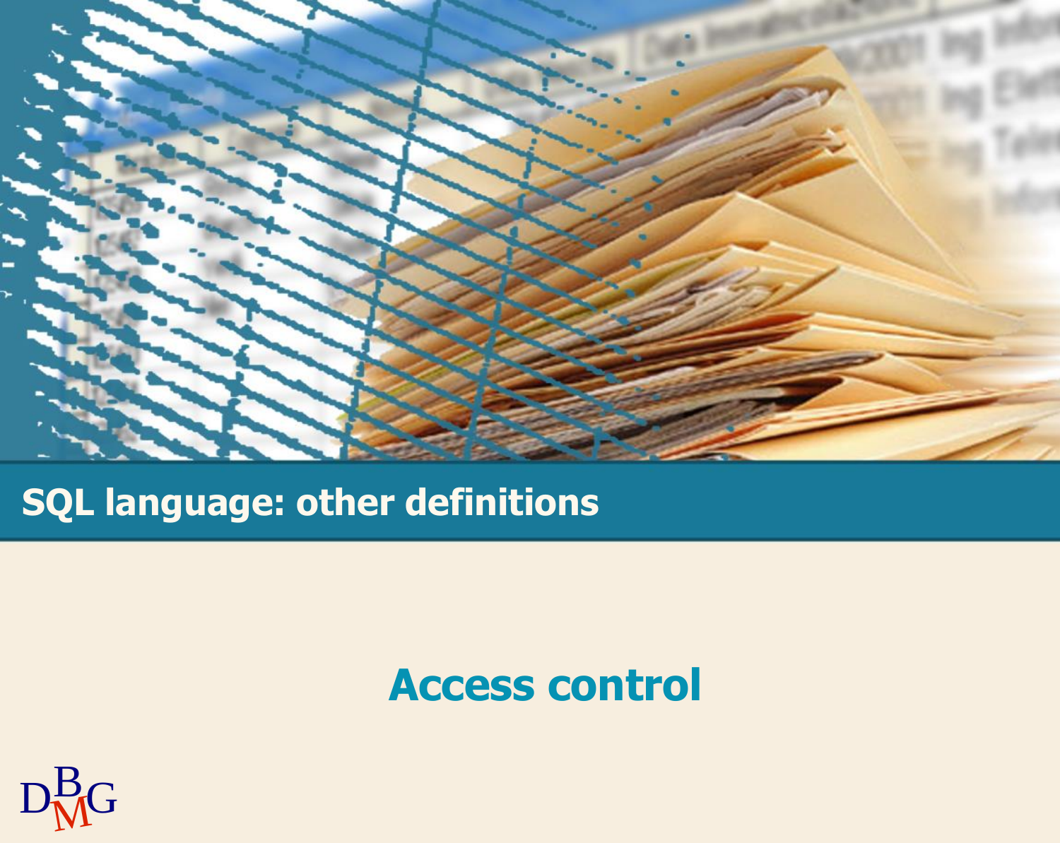# SQL language: other definitions

## Access control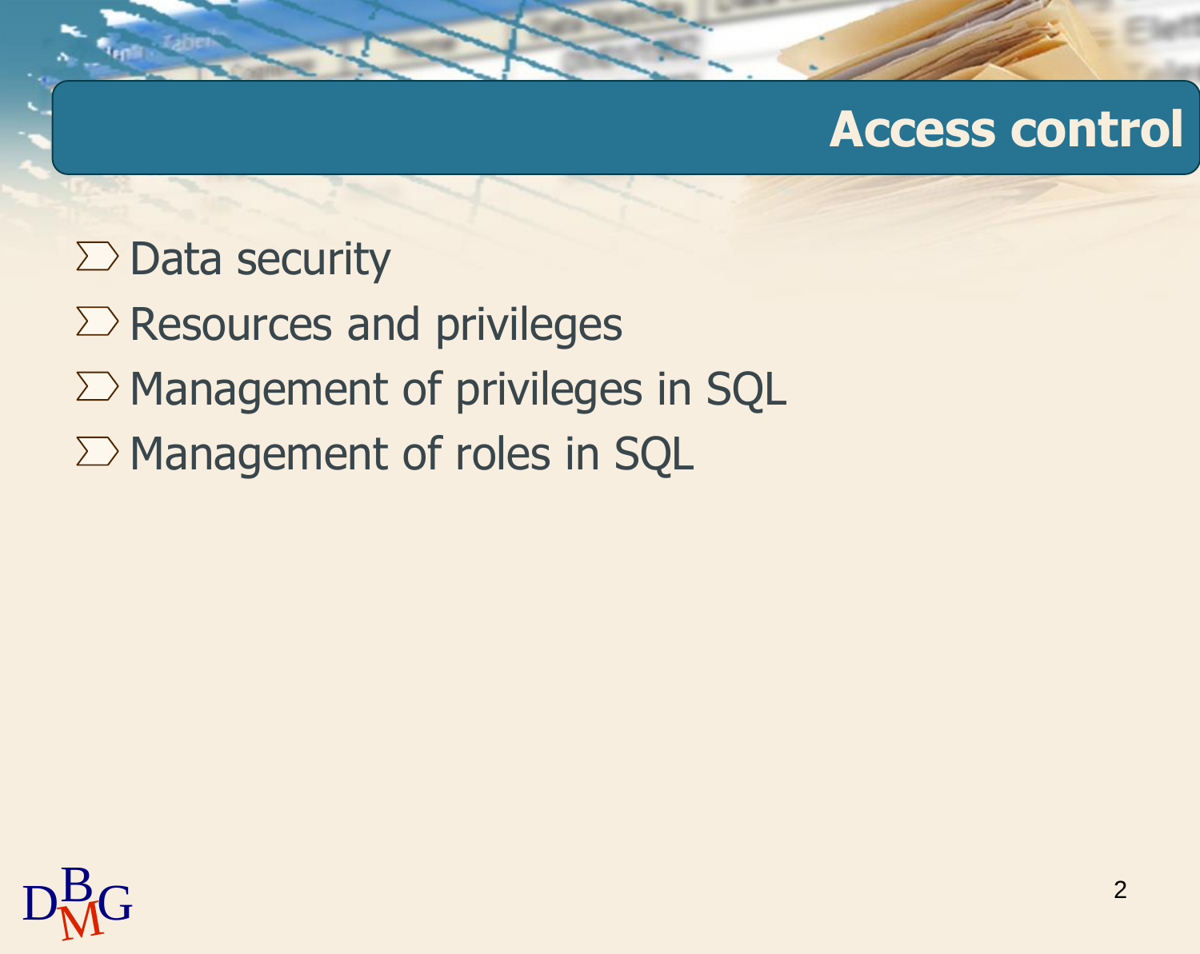# Access control

- Data security
- Resources and privileges
- Management of privileges in SQL
- Management of roles in SQL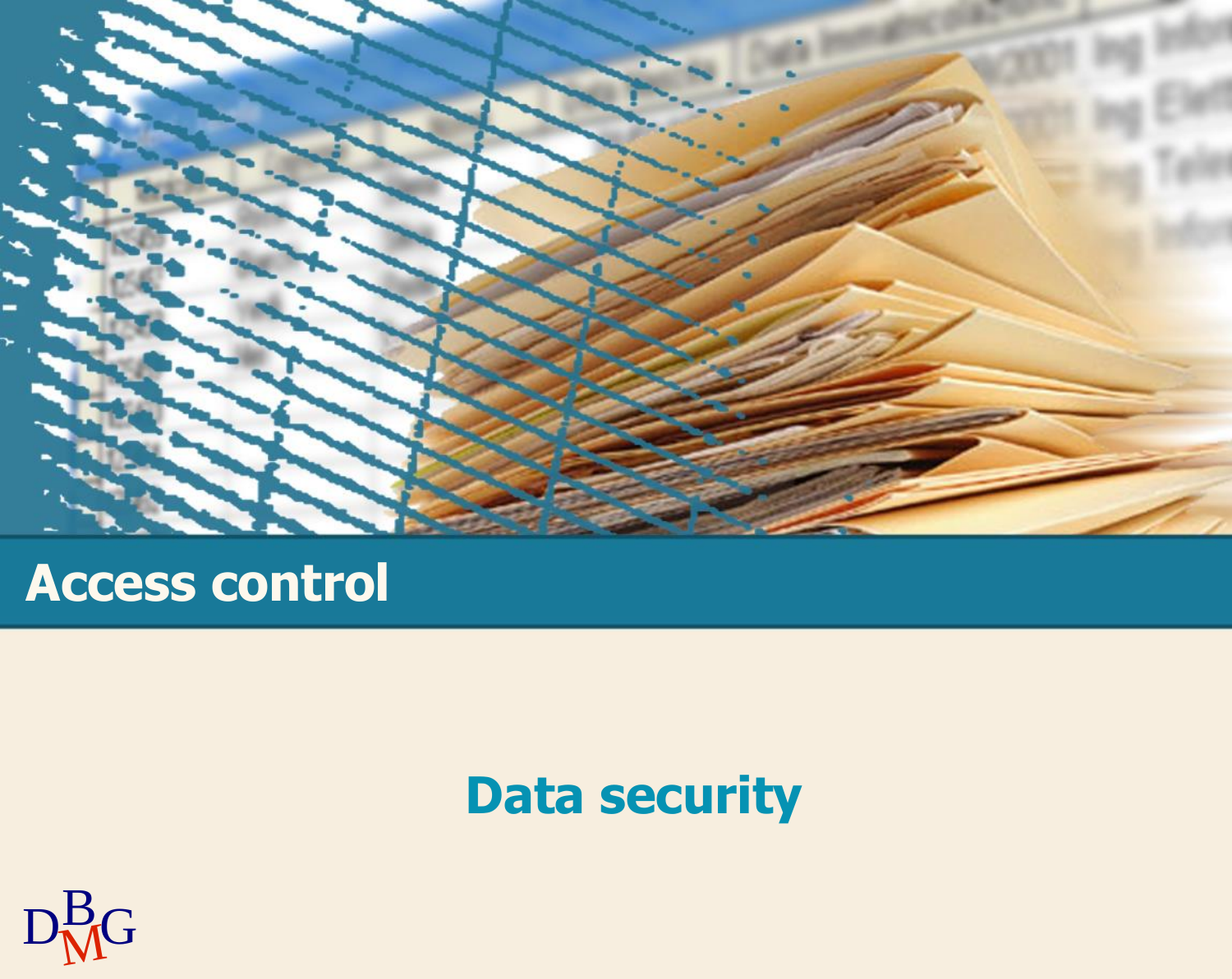# Access control

Data security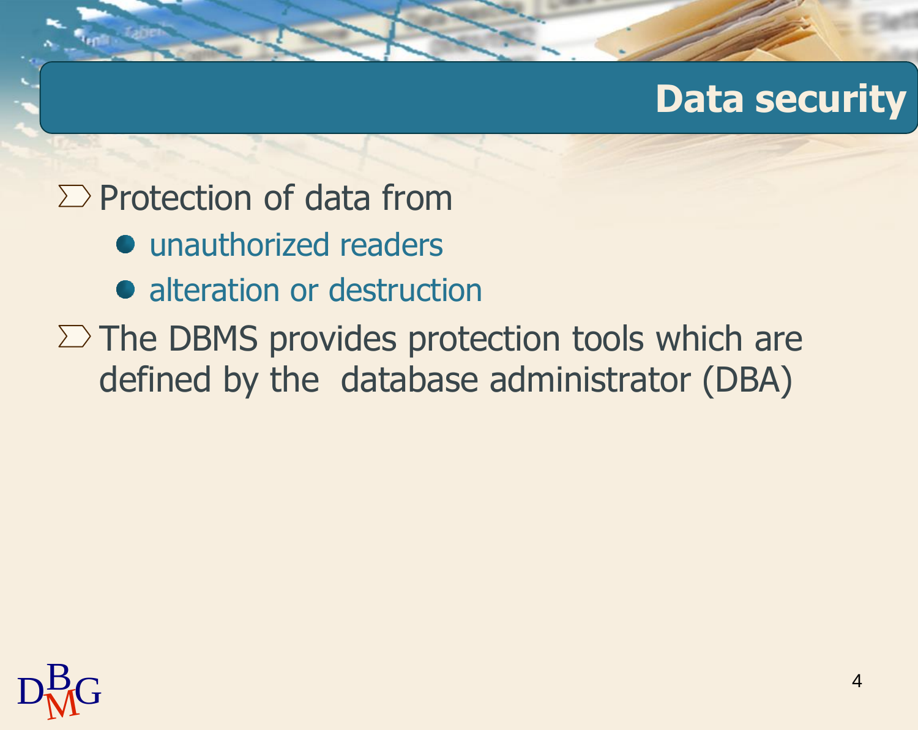# Data security

- Protection of data from
  - unauthorized readers
  - alteration or destruction
- The DBMS provides protection tools which are defined by the database administrator (DBA)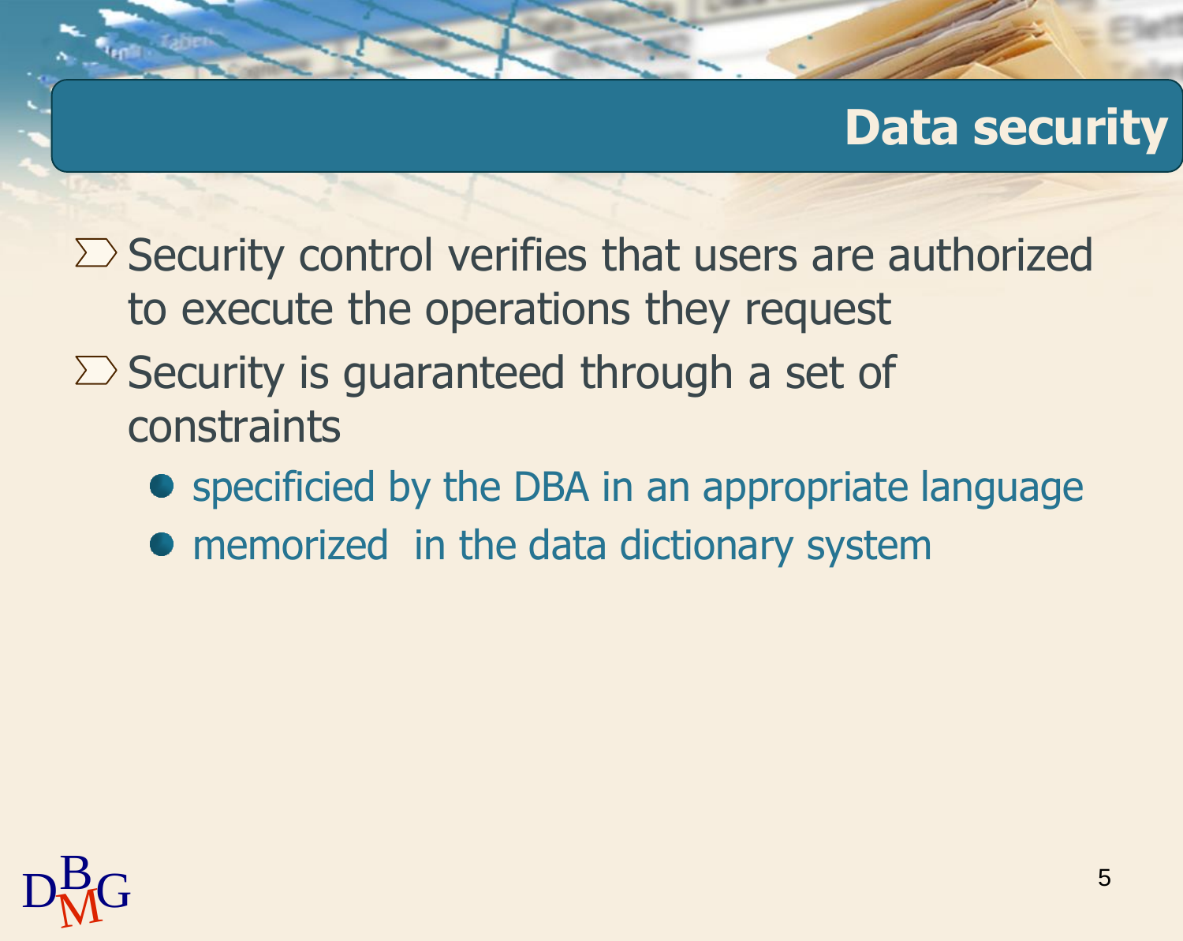# Data security

- Security control verifies that users are authorized to execute the operations they request
- Security is guaranteed through a set of constraints
  - specificied by the DBA in an appropriate language
  - memorized  in the data dictionary system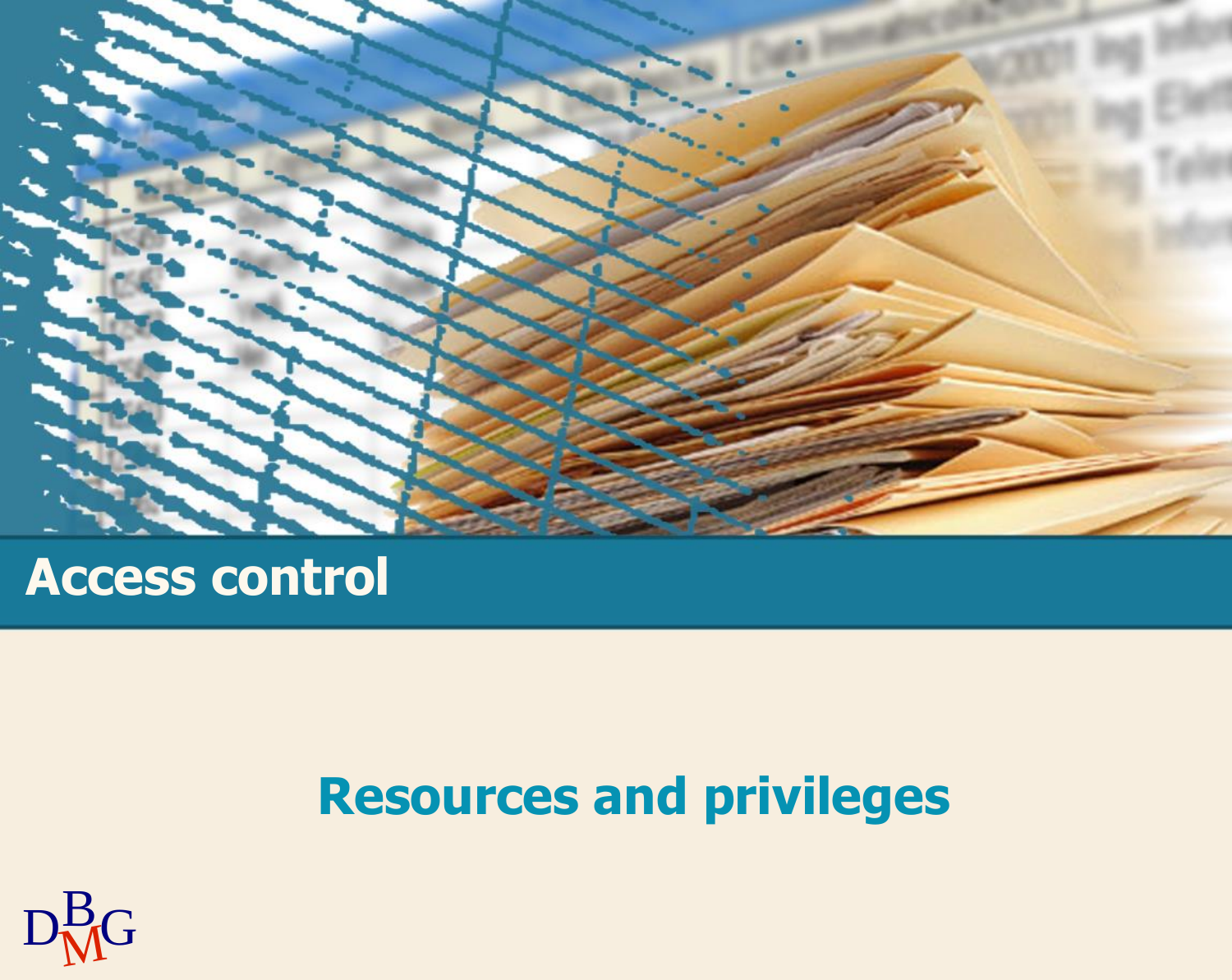# Access control

## Resources and privileges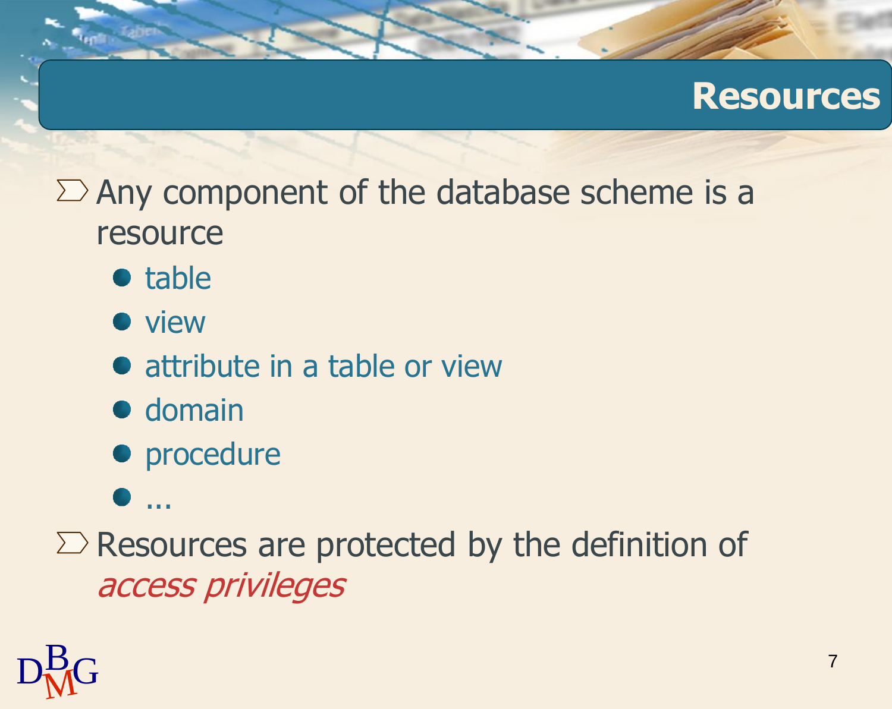# Resources

- Any component of the database scheme is a resource
  - table
  - view
  - attribute in a table or view
  - domain
  - procedure
  - ...
- Resources are protected by the definition of *access privileges*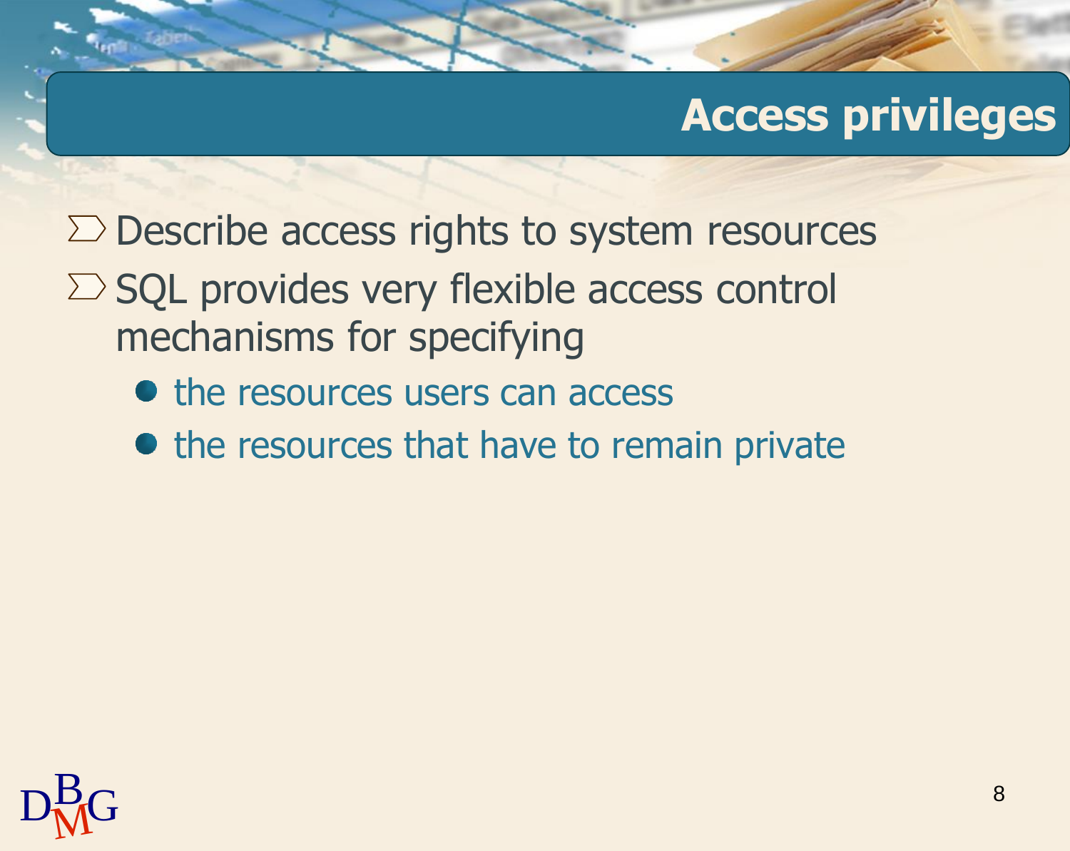# Access privileges

- Describe access rights to system resources
- SQL provides very flexible access control mechanisms for specifying
  - the resources users can access
  - the resources that have to remain private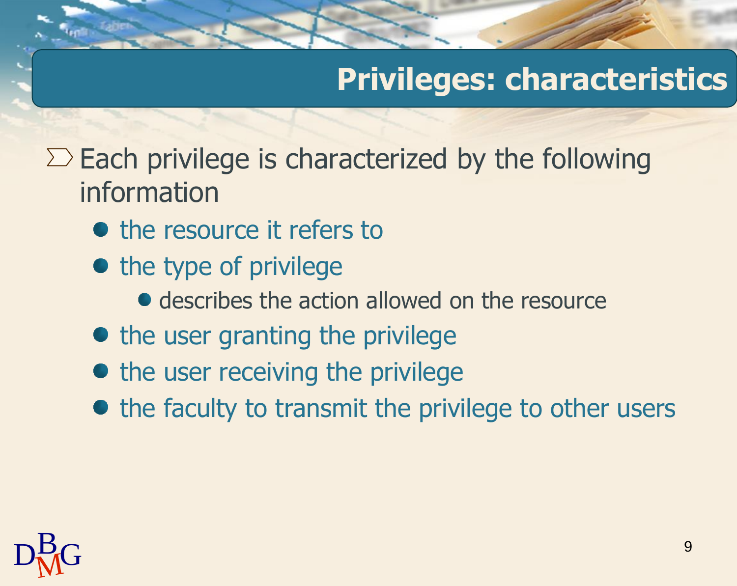# Privileges: characteristics

- Each privilege is characterized by the following information
  - the resource it refers to
  - the type of privilege
    - describes the action allowed on the resource
  - the user granting the privilege
  - the user receiving the privilege
  - the faculty to transmit the privilege to other users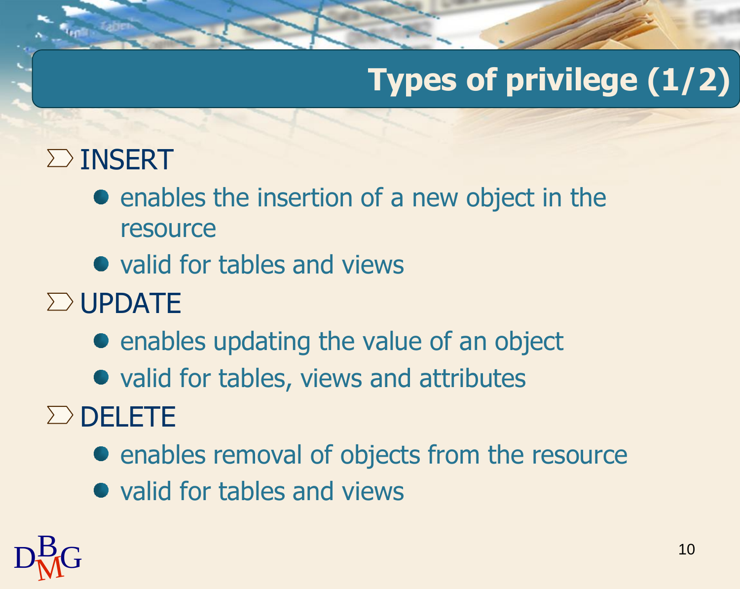# Types of privilege (1/2)

- INSERT
  - enables the insertion of a new object in the resource
  - valid for tables and views
- UPDATE
  - enables updating the value of an object
  - valid for tables, views and attributes
- DELETE
  - enables removal of objects from the resource
  - valid for tables and views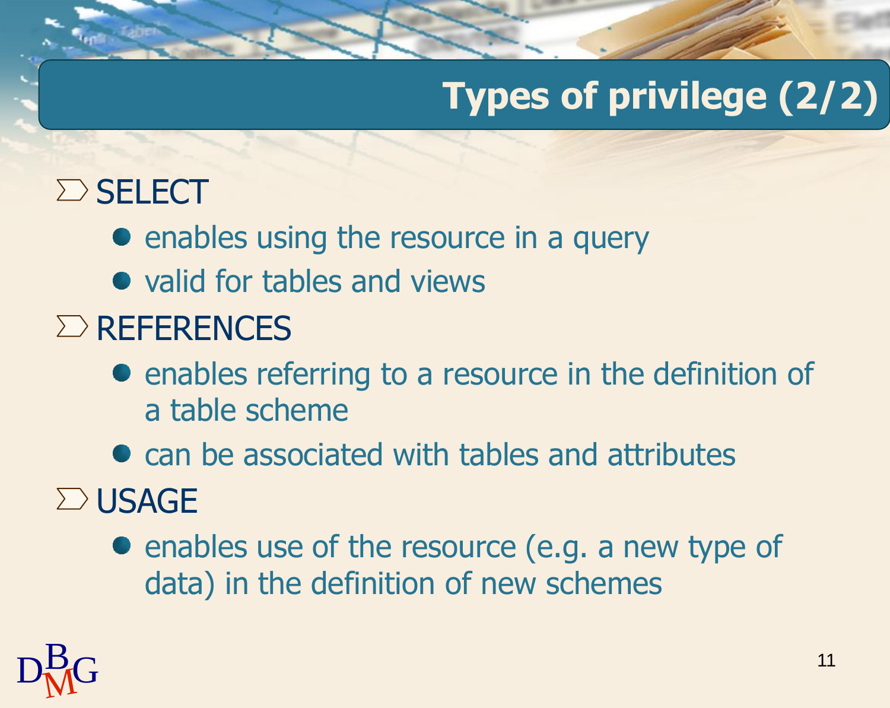# Types of privilege (2/2)

- SELECT
  - enables using the resource in a query
  - valid for tables and views
- REFERENCES
  - enables referring to a resource in the definition of a table scheme
  - can be associated with tables and attributes
- USAGE
  - enables use of the resource (e.g. a new type of data) in the definition of new schemes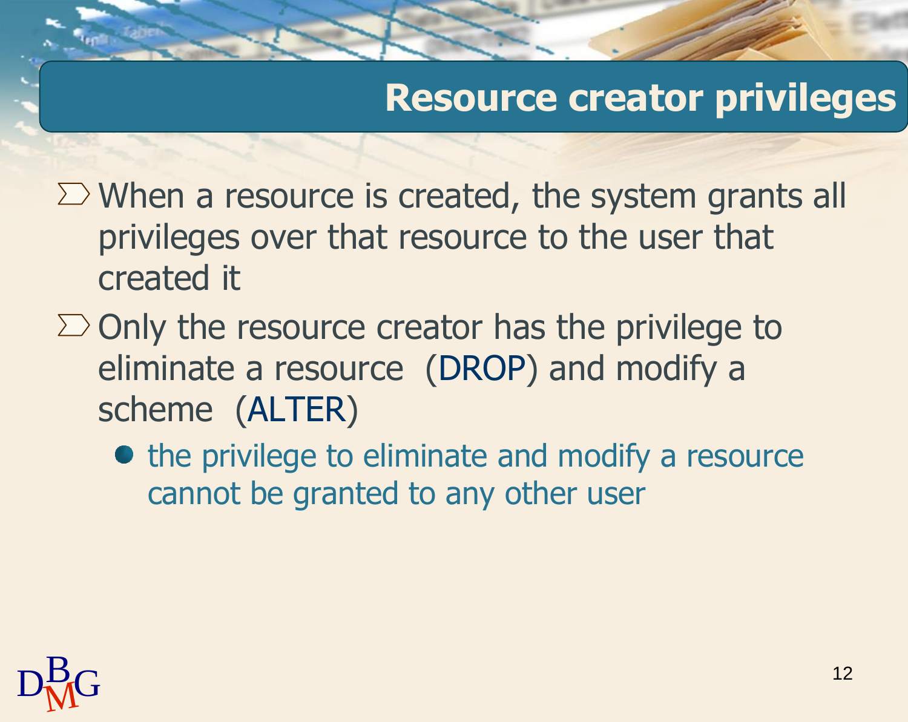# Resource creator privileges

- When a resource is created, the system grants all privileges over that resource to the user that created it
- Only the resource creator has the privilege to eliminate a resource (DROP) and modify a scheme (ALTER)
  - the privilege to eliminate and modify a resource cannot be granted to any other user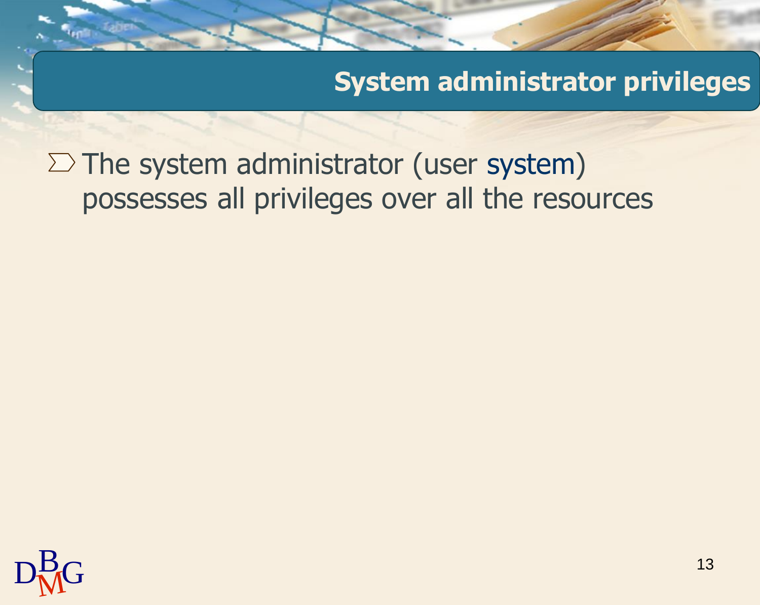## System administrator privileges

- The system administrator (user system) possesses all privileges over all the resources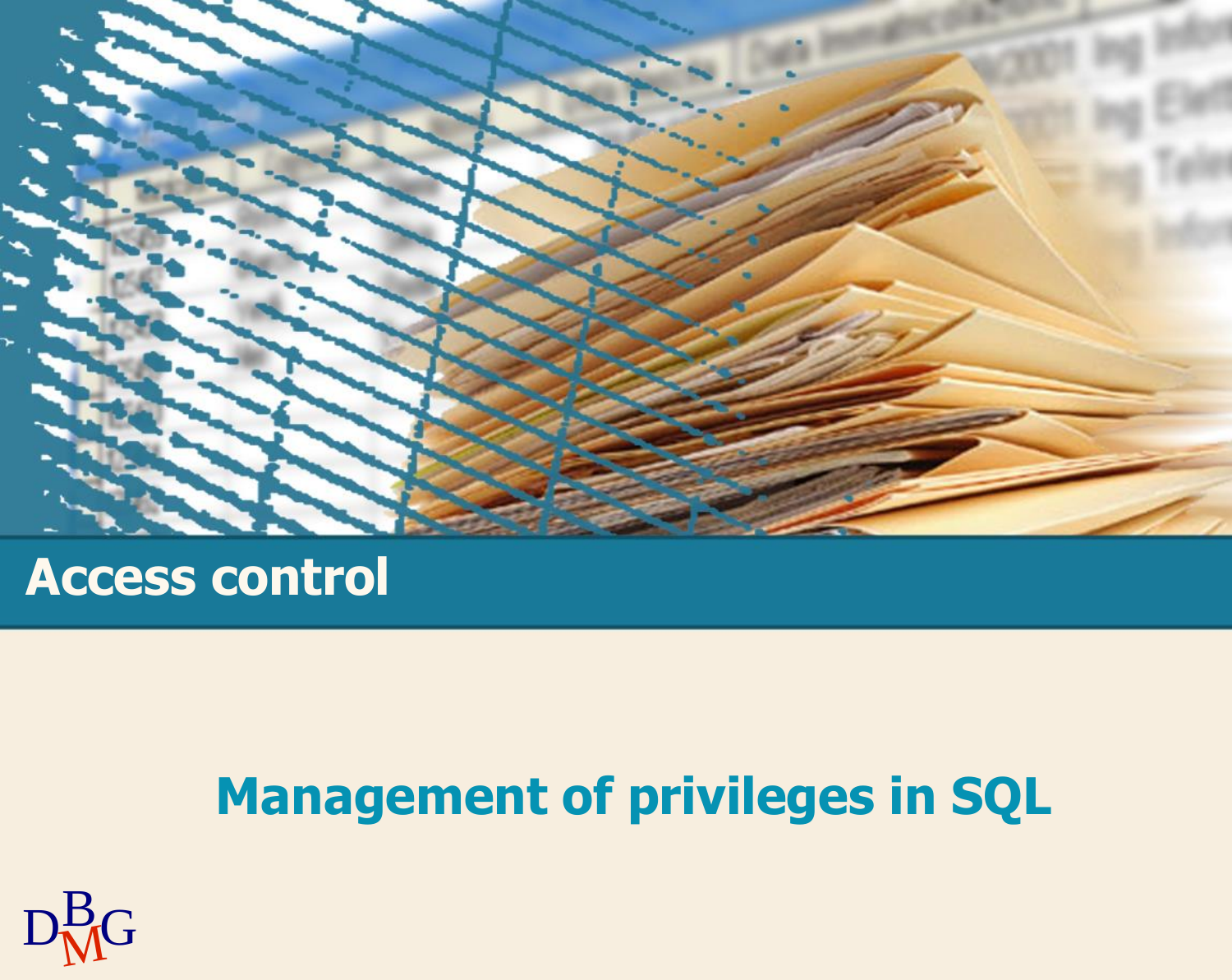# Access control

## Management of privileges in SQL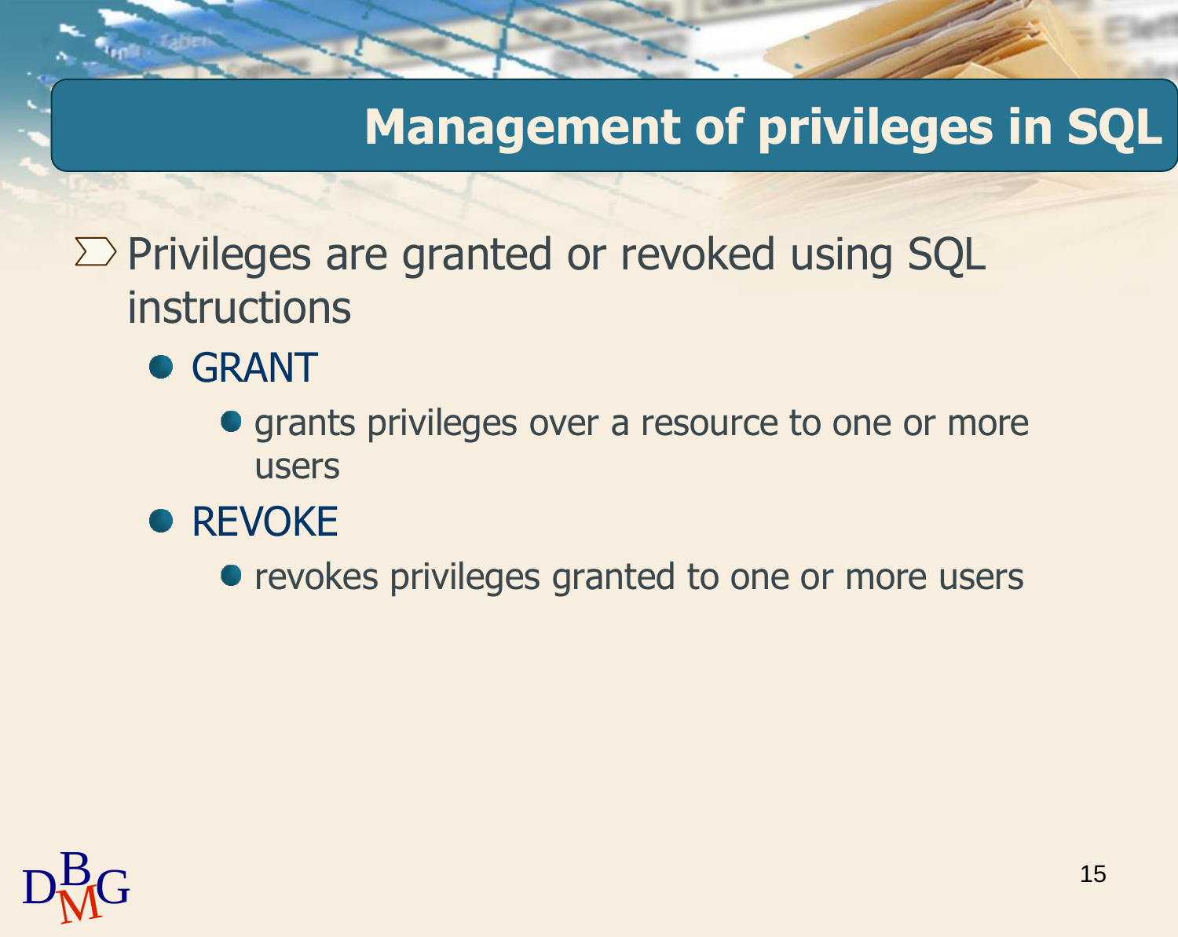# Management of privileges in SQL

- Privileges are granted or revoked using SQL instructions
  - GRANT
    - grants privileges over a resource to one or more users
  - REVOKE
    - revokes privileges granted to one or more users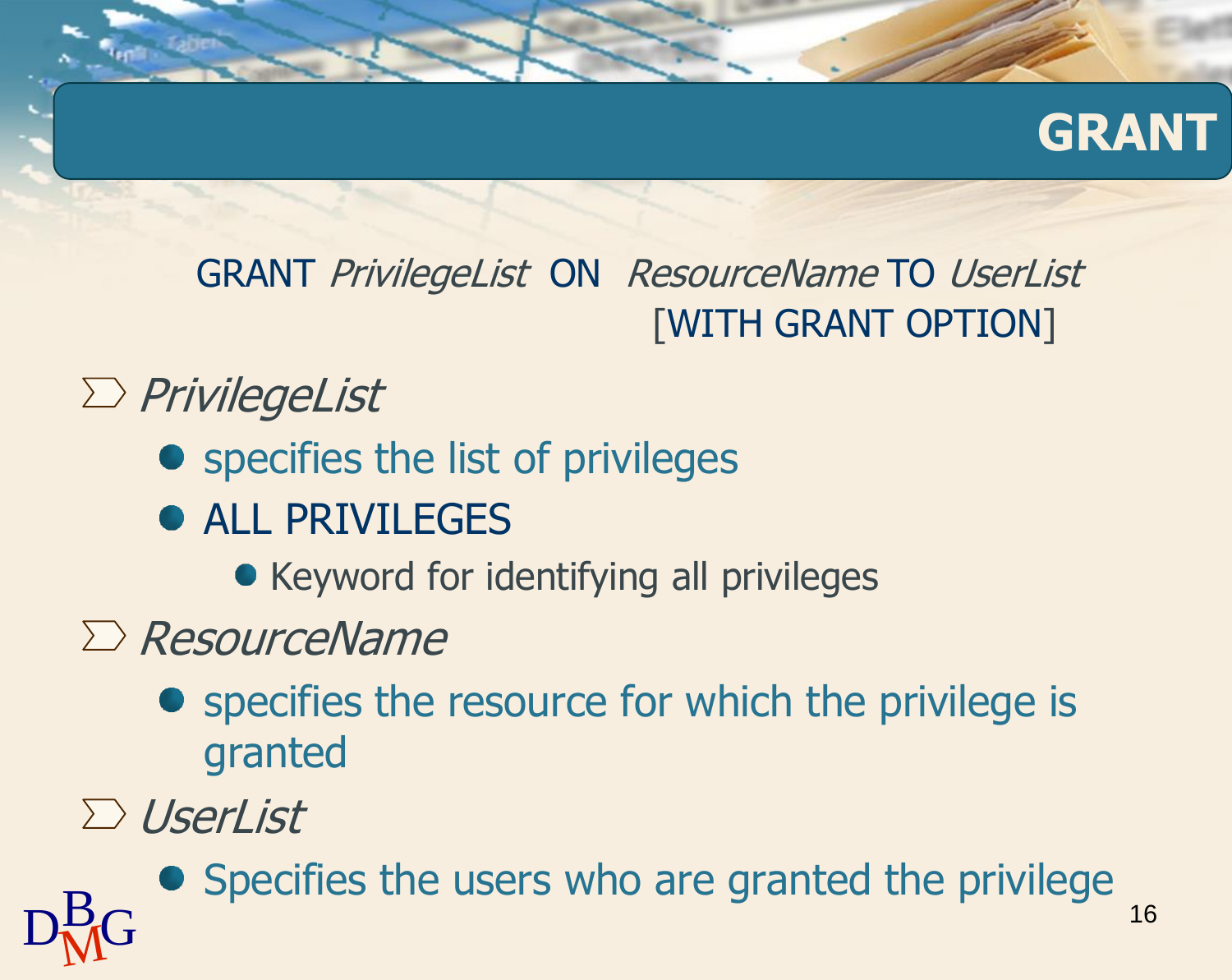# GRANT

```
GRANT PrivilegeList ON ResourceName TO UserList
                    [WITH GRANT OPTION]
```

- *PrivilegeList*
  - specifies the list of privileges
  - ALL PRIVILEGES
    - Keyword for identifying all privileges
- *ResourceName*
  - specifies the resource for which the privilege is granted
- *UserList*
  - Specifies the users who are granted the privilege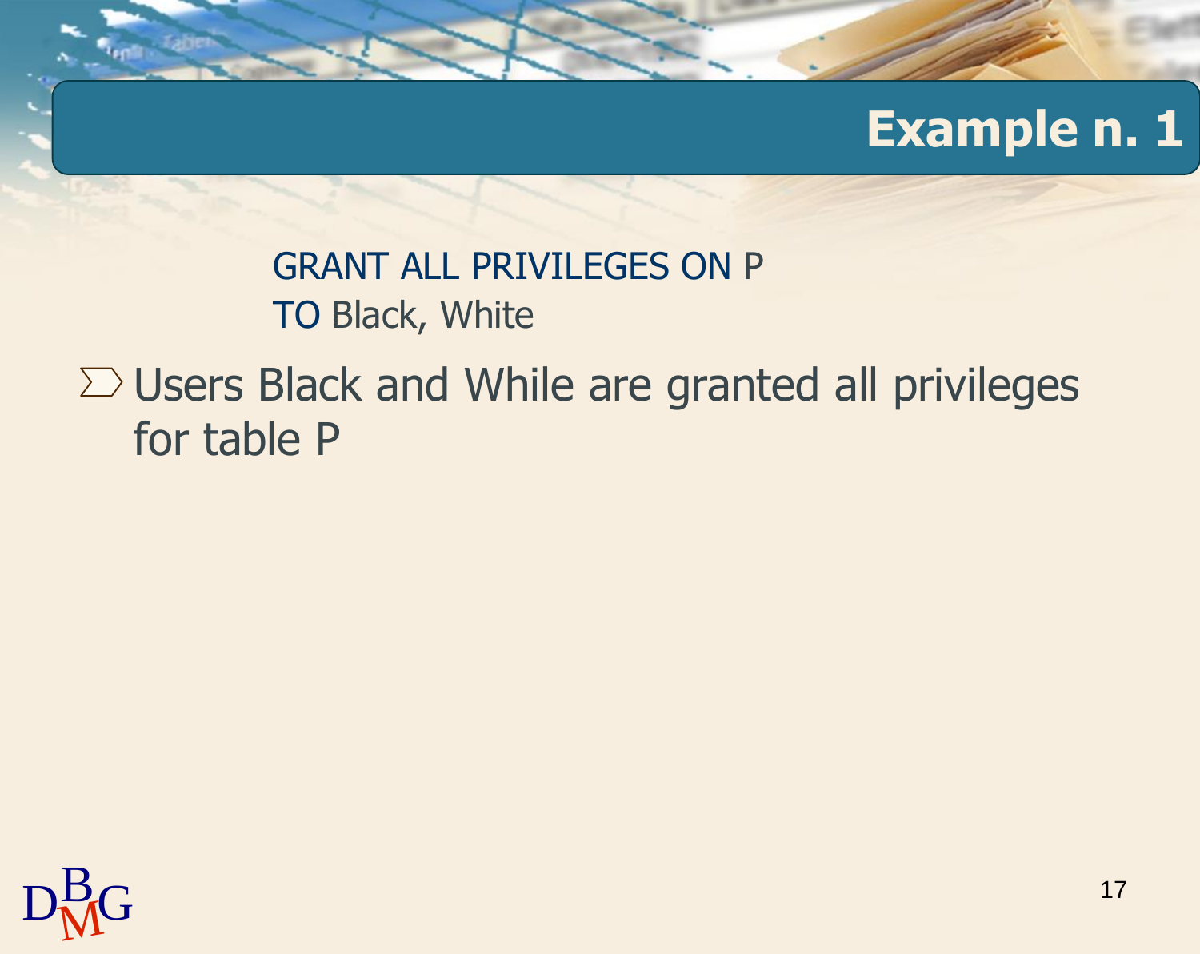# Example n. 1

```
GRANT ALL PRIVILEGES ON P
TO Black, White
```

- Users Black and While are granted all privileges for table P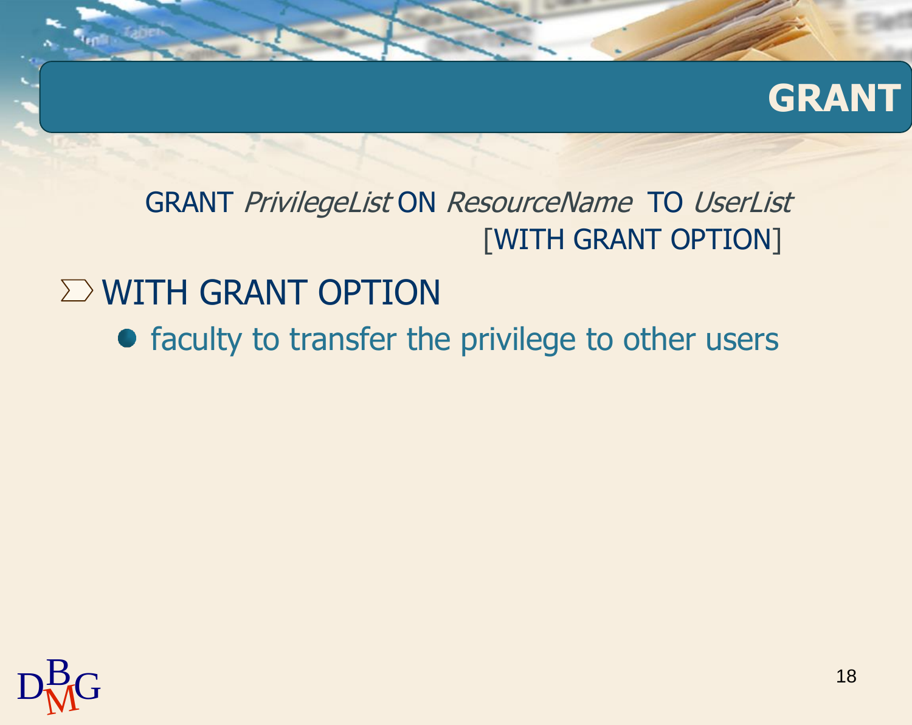# GRANT

GRANT *PrivilegeList* ON *ResourceName* TO *UserList* [WITH GRANT OPTION]

- WITH GRANT OPTION
  - faculty to transfer the privilege to other users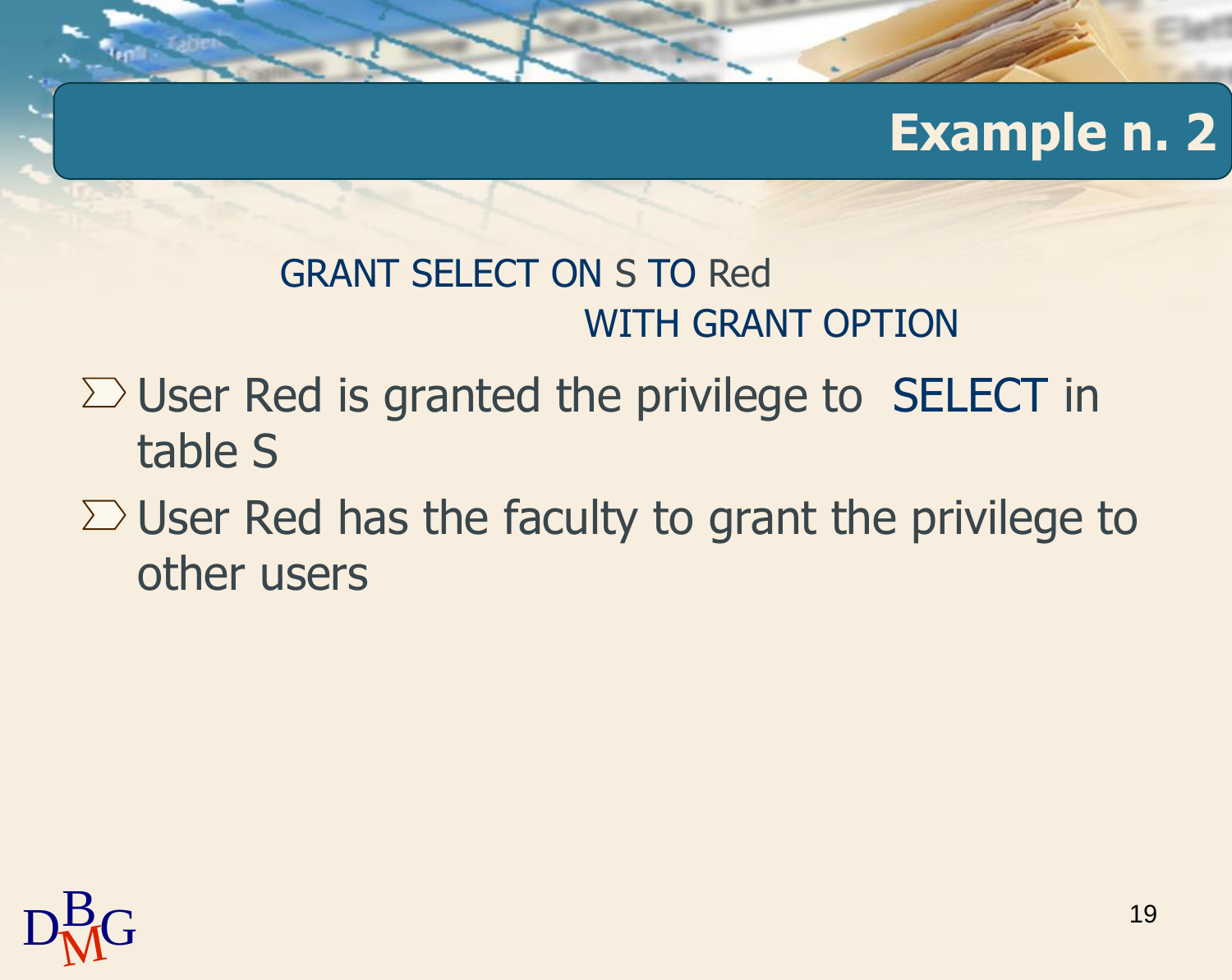# Example n. 2

```
GRANT SELECT ON S TO Red
                    WITH GRANT OPTION
```

- User Red is granted the privilege to SELECT in table S
- User Red has the faculty to grant the privilege to other users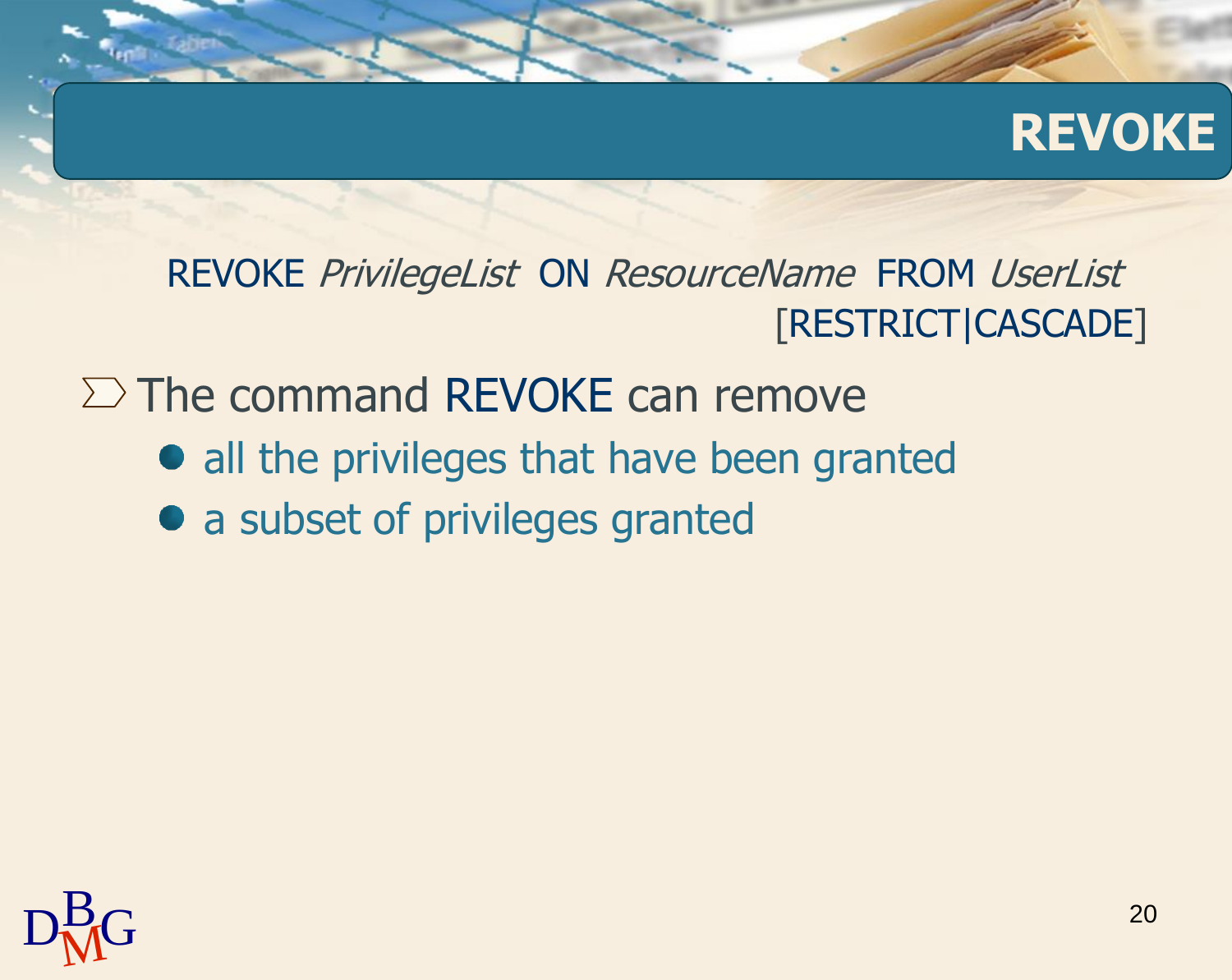# REVOKE

REVOKE *PrivilegeList* ON *ResourceName* FROM *UserList* [RESTRICT|CASCADE]

- The command REVOKE can remove
  - all the privileges that have been granted
  - a subset of privileges granted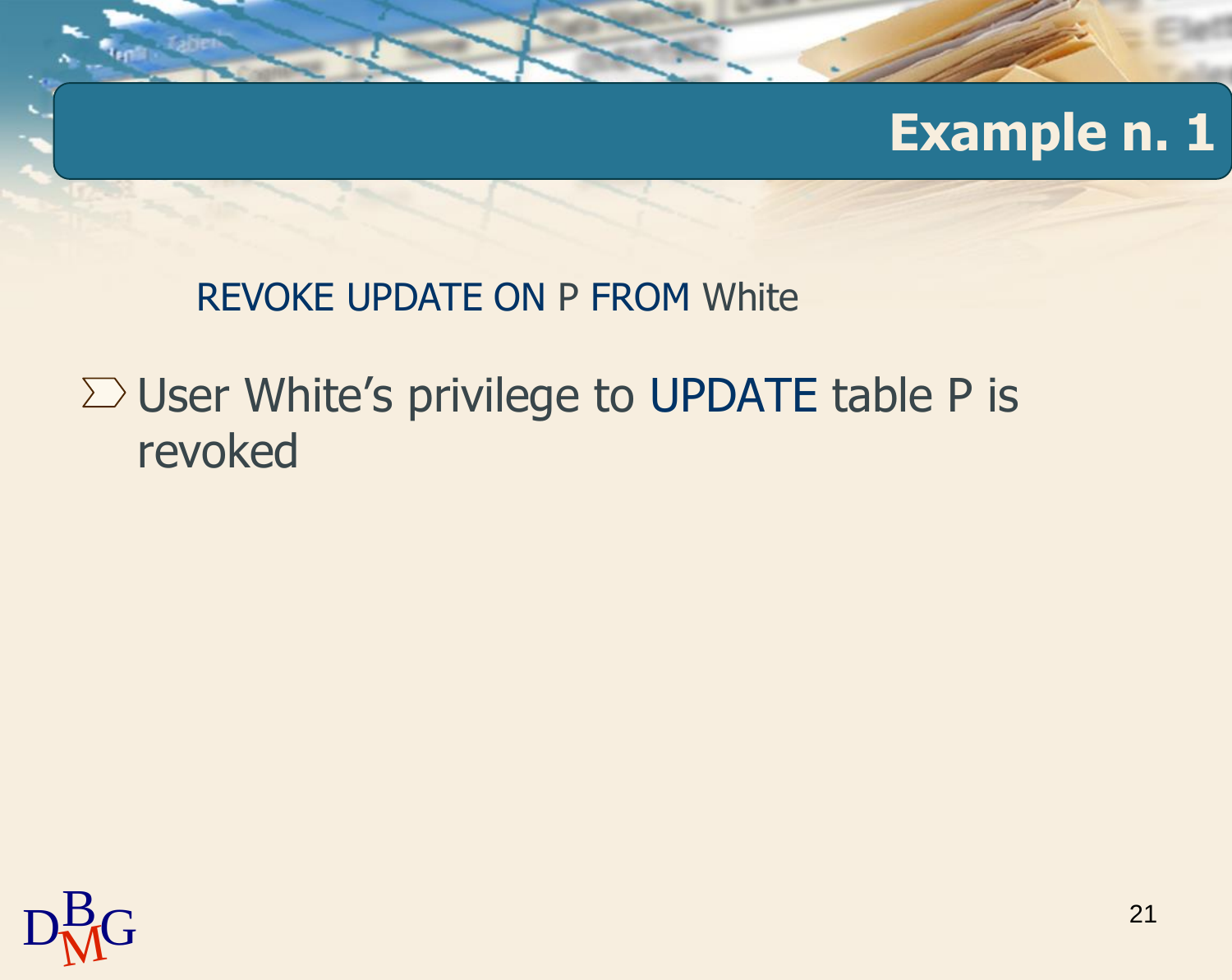# Example n. 1

```
REVOKE UPDATE ON P FROM White
```

- User White’s privilege to UPDATE table P is revoked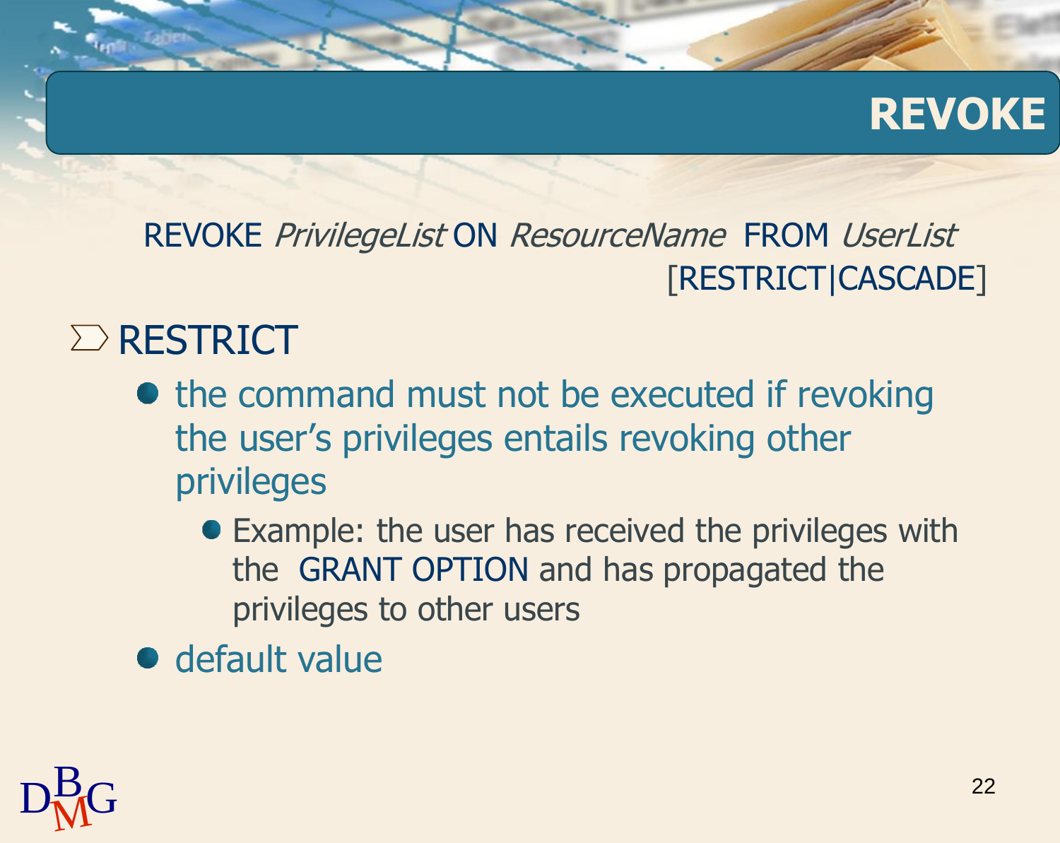# REVOKE

```
REVOKE PrivilegeList ON ResourceName FROM UserList
                                    [RESTRICT|CASCADE]
```

- RESTRICT
  - the command must not be executed if revoking the user's privileges entails revoking other privileges
    - Example: the user has received the privileges with the GRANT OPTION and has propagated the privileges to other users
  - default value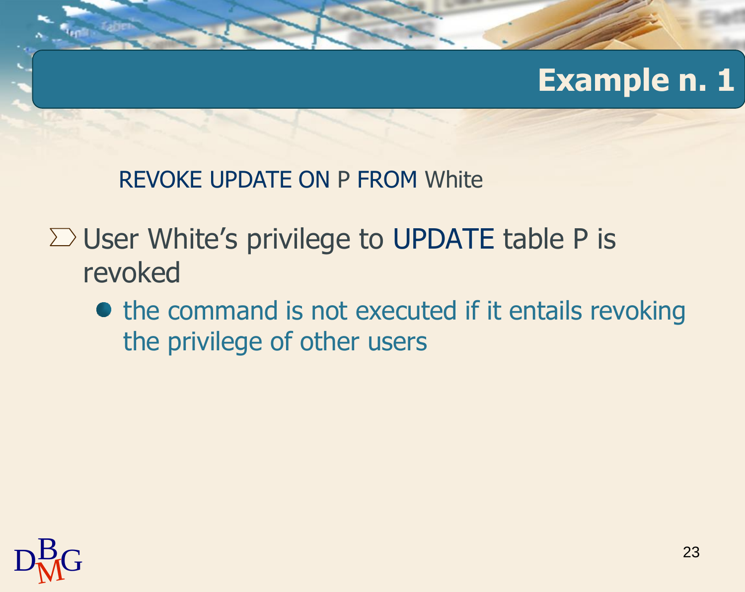# Example n. 1

```
REVOKE UPDATE ON P FROM White
```

- User White's privilege to UPDATE table P is revoked
  - the command is not executed if it entails revoking the privilege of other users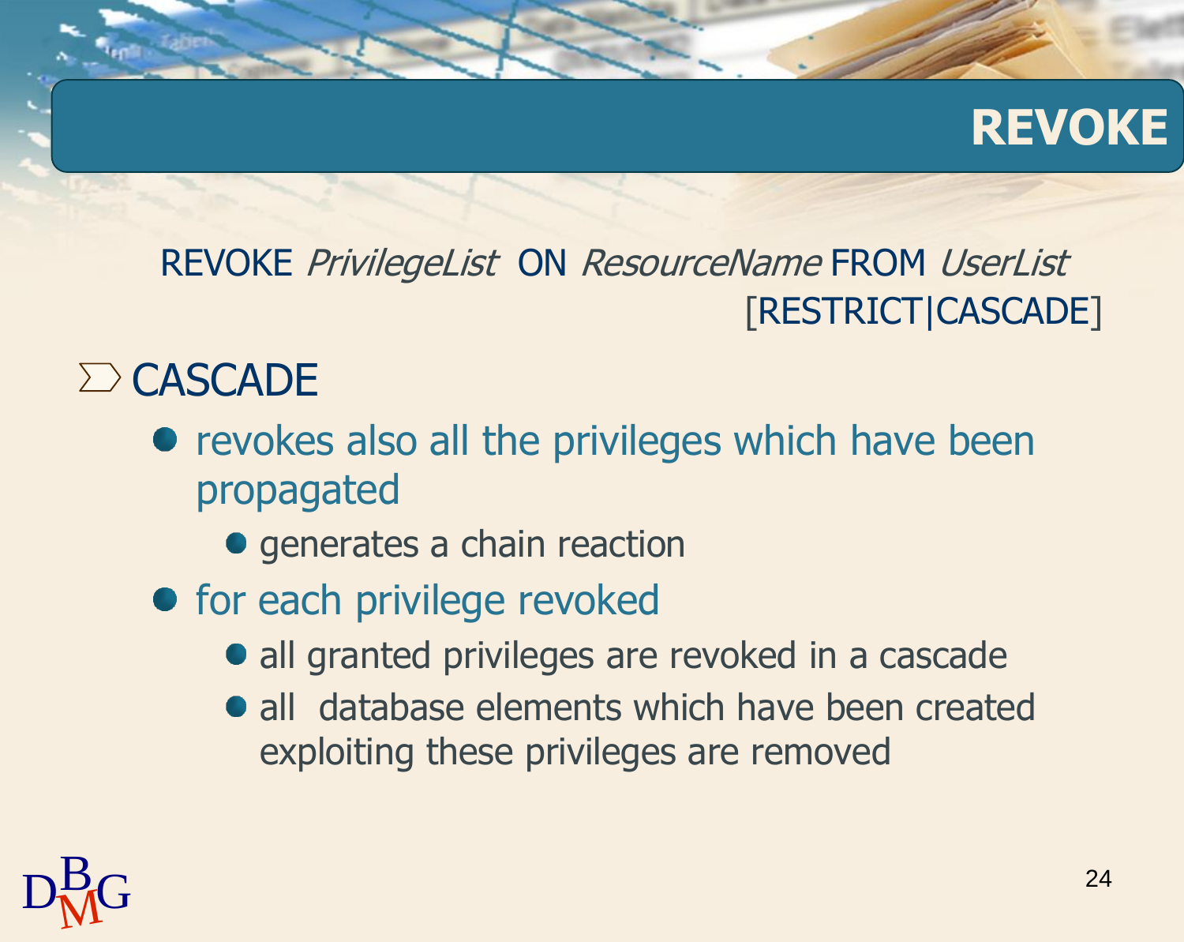# REVOKE

REVOKE *PrivilegeList* ON *ResourceName* FROM *UserList* [RESTRICT|CASCADE]

- CASCADE
  - revokes also all the privileges which have been propagated
    - generates a chain reaction
  - for each privilege revoked
    - all granted privileges are revoked in a cascade
    - all database elements which have been created exploiting these privileges are removed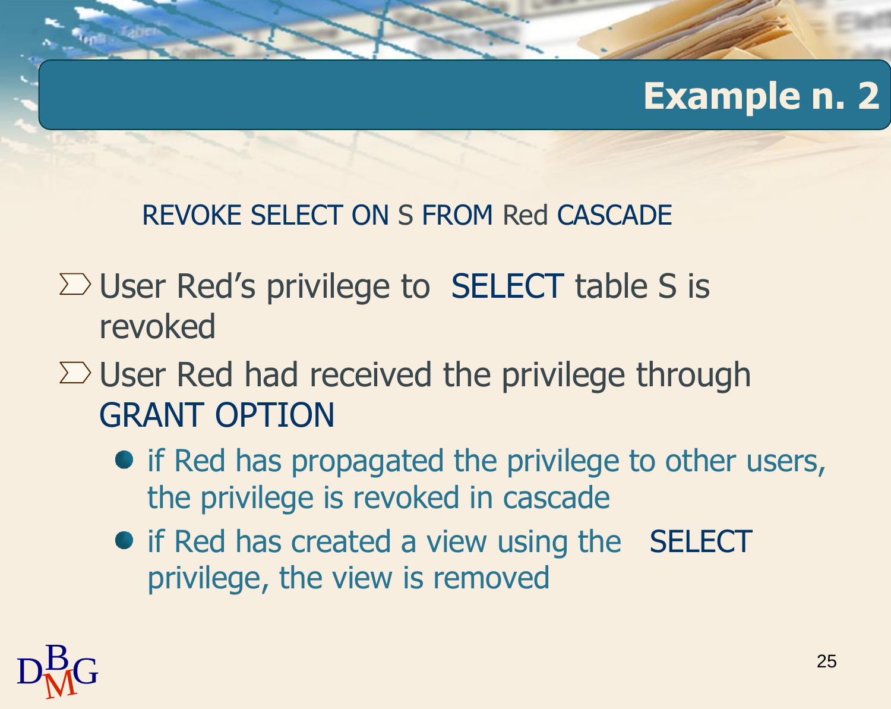# Example n. 2

```
REVOKE SELECT ON S FROM Red CASCADE
```

- User Red's privilege to SELECT table S is revoked
- User Red had received the privilege through GRANT OPTION
  - if Red has propagated the privilege to other users, the privilege is revoked in cascade
  - if Red has created a view using the SELECT privilege, the view is removed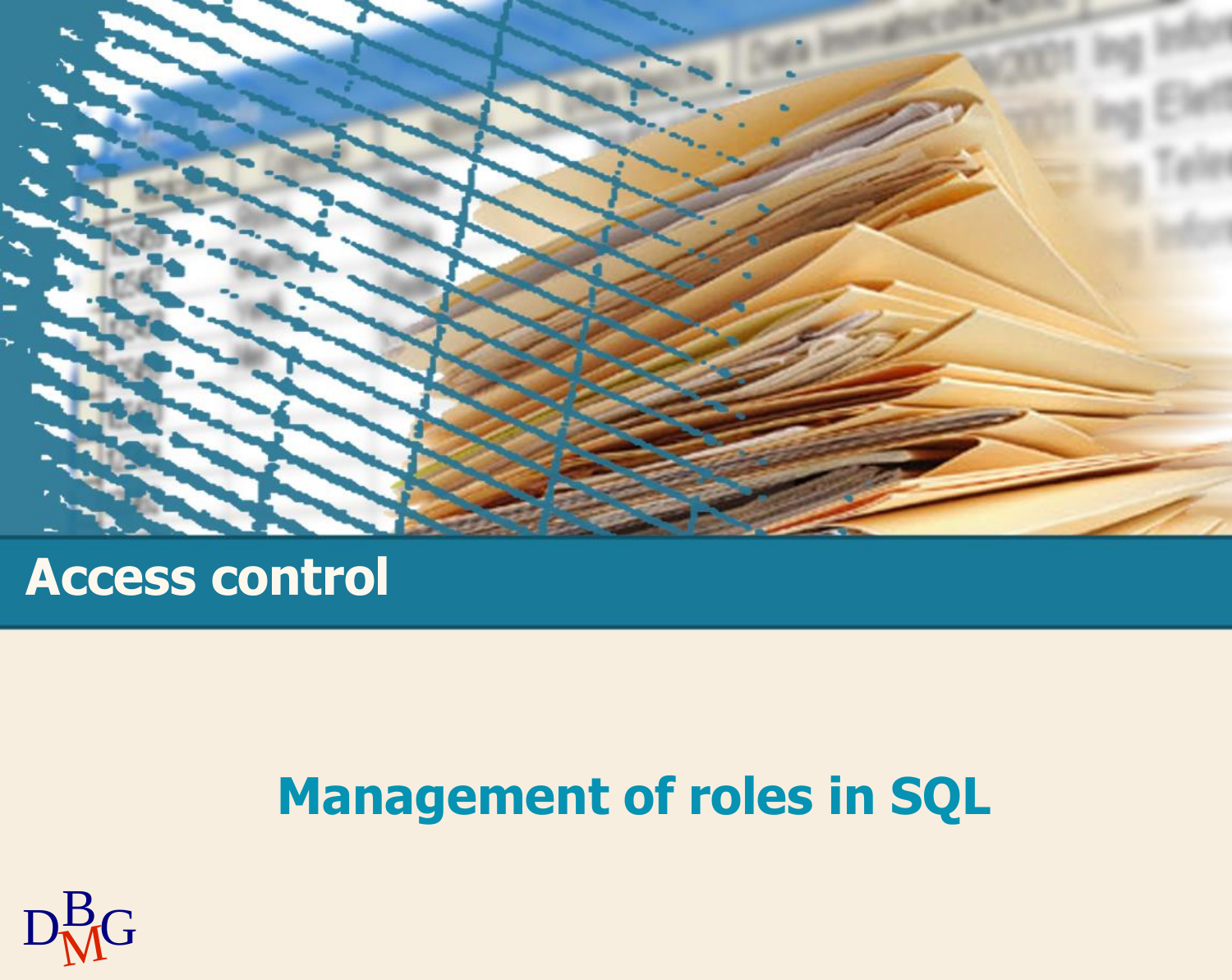# Access control

## Management of roles in SQL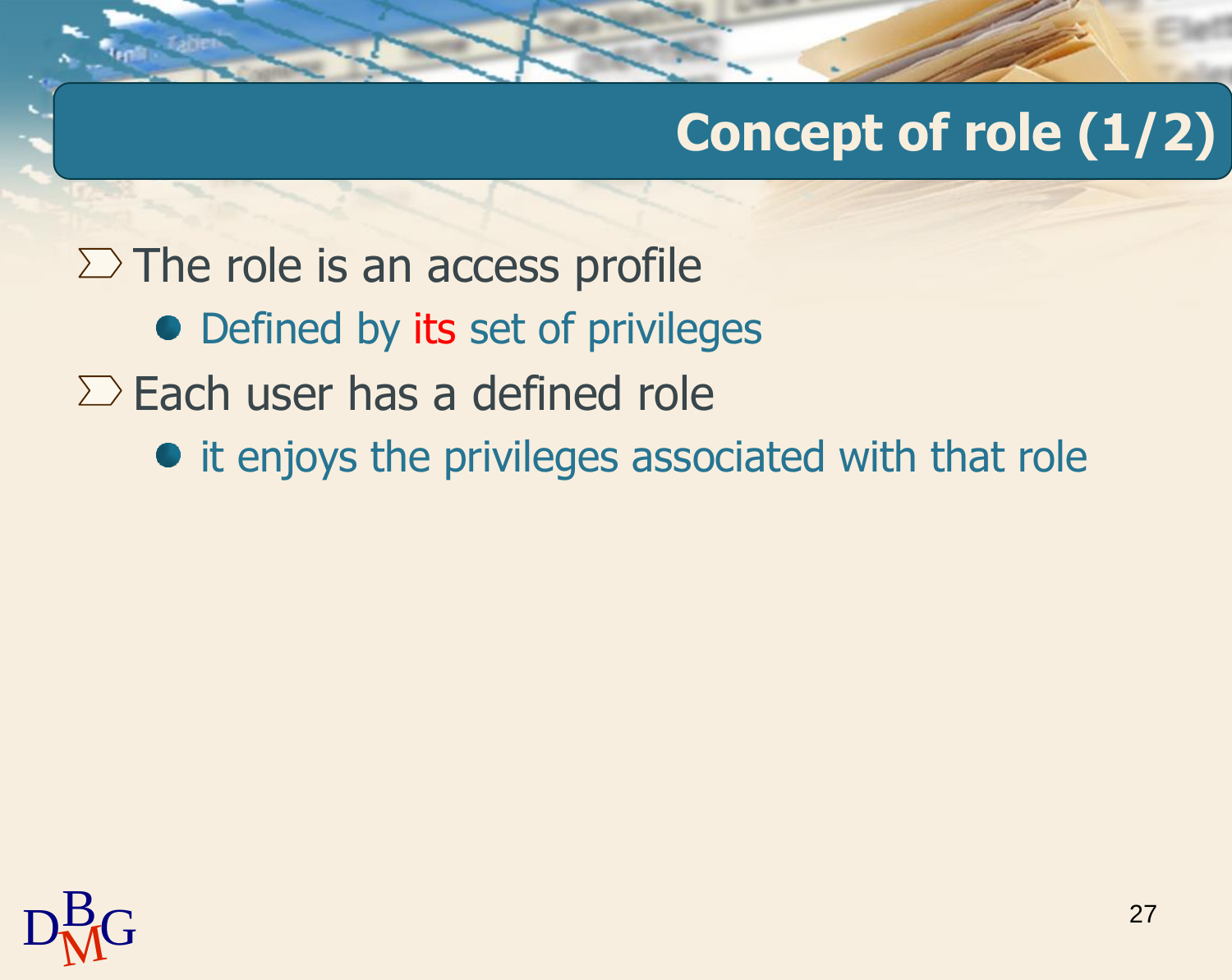# Concept of role (1/2)

- The role is an access profile
  - Defined by its set of privileges
- Each user has a defined role
  - it enjoys the privileges associated with that role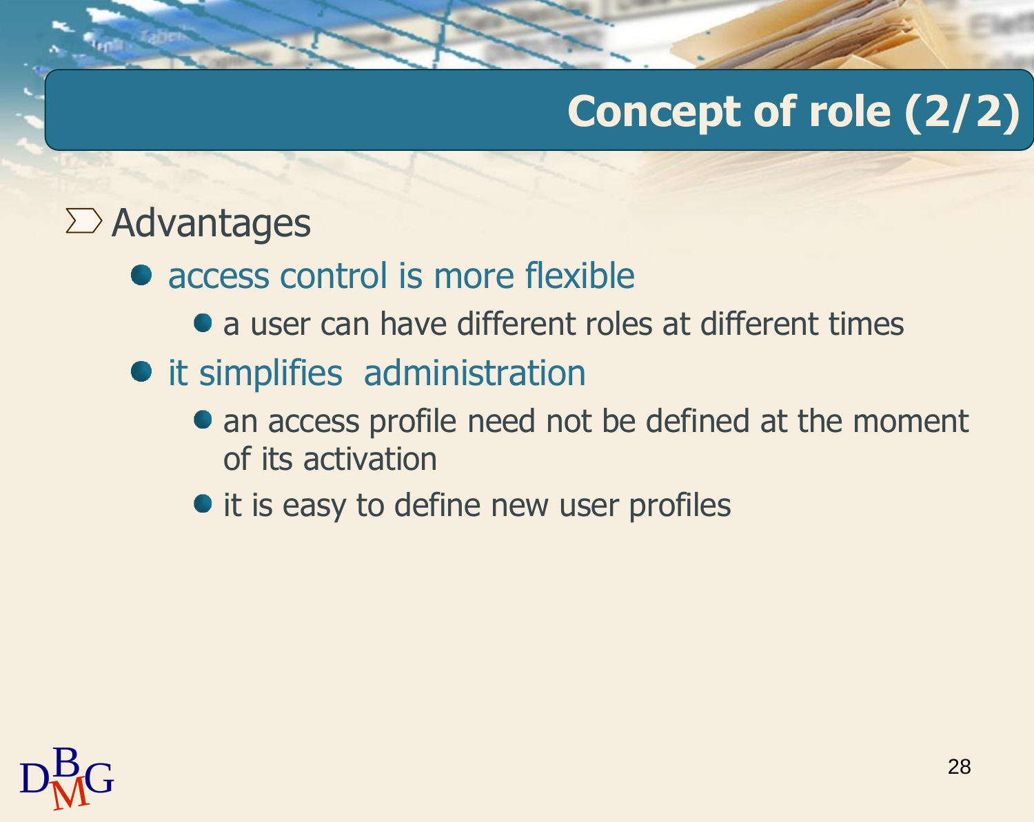# Concept of role (2/2)

- Advantages
  - access control is more flexible
    - a user can have different roles at different times
  - it simplifies administration
    - an access profile need not be defined at the moment of its activation
    - it is easy to define new user profiles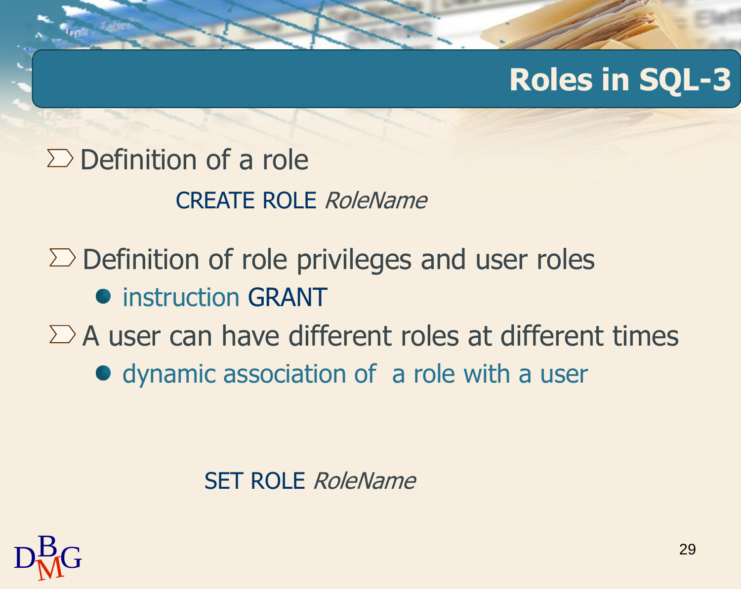# Roles in SQL-3

- Definition of a role

```
CREATE ROLE RoleName
```

- Definition of role privileges and user roles
  - instruction GRANT
- A user can have different roles at different times
  - dynamic association of a role with a user

```
SET ROLE RoleName
```